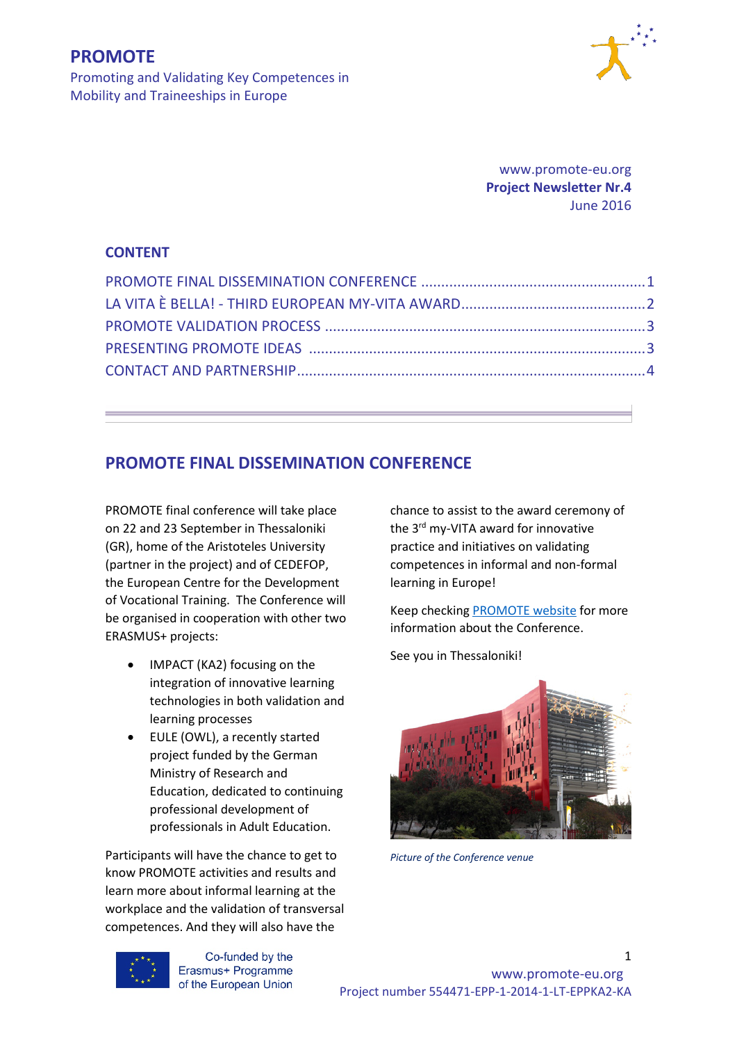# PROMOTE

Promoting and Validating Key Competences in Mobility and Traineeships in Europe

www.promote-eu.org
**Project Newsletter Nr.4**
June 2016

## CONTENT

PROMOTE FINAL DISSEMINATION CONFERENCE ........................................................ 1
LA VITA È BELLA! - THIRD EUROPEAN MY-VITA AWARD ............................................. 2
PROMOTE VALIDATION PROCESS .............................................................................. 3
PRESENTING PROMOTE IDEAS .................................................................................. 3
CONTACT AND PARTNERSHIP ..................................................................................... 4

## PROMOTE FINAL DISSEMINATION CONFERENCE

PROMOTE final conference will take place on 22 and 23 September in Thessaloniki (GR), home of the Aristoteles University (partner in the project) and of CEDEFOP, the European Centre for the Development of Vocational Training. The Conference will be organised in cooperation with other two ERASMUS+ projects:

- IMPACT (KA2) focusing on the integration of innovative learning technologies in both validation and learning processes
- EULE (OWL), a recently started project funded by the German Ministry of Research and Education, dedicated to continuing professional development of professionals in Adult Education.

Participants will have the chance to get to know PROMOTE activities and results and learn more about informal learning at the workplace and the validation of transversal competences. And they will also have the chance to assist to the award ceremony of the 3rd my-VITA award for innovative practice and initiatives on validating competences in informal and non-formal learning in Europe!

Keep checking PROMOTE website for more information about the Conference.

See you in Thessaloniki!

*Picture of the Conference venue*

Co-funded by the Erasmus+ Programme of the European Union

www.promote-eu.org
Project number 554471-EPP-1-2014-1-LT-EPPKA2-KA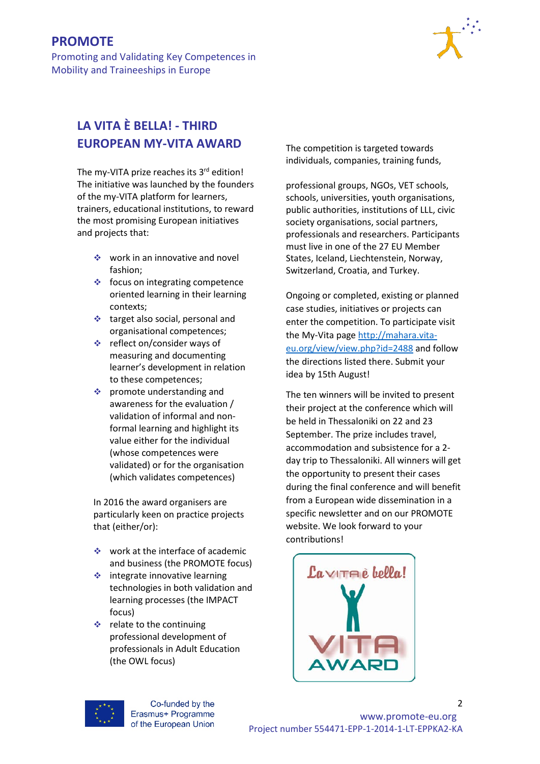## LA VITA È BELLA! - THIRD EUROPEAN MY-VITA AWARD

The my-VITA prize reaches its 3rd edition! The initiative was launched by the founders of the my-VITA platform for learners, trainers, educational institutions, to reward the most promising European initiatives and projects that:

- work in an innovative and novel fashion;
- focus on integrating competence oriented learning in their learning contexts;
- target also social, personal and organisational competences;
- reflect on/consider ways of measuring and documenting learner's development in relation to these competences;
- promote understanding and awareness for the evaluation / validation of informal and non-formal learning and highlight its value either for the individual (whose competences were validated) or for the organisation (which validates competences)

In 2016 the award organisers are particularly keen on practice projects that (either/or):

- work at the interface of academic and business (the PROMOTE focus)
- integrate innovative learning technologies in both validation and learning processes (the IMPACT focus)
- relate to the continuing professional development of professionals in Adult Education (the OWL focus)

The competition is targeted towards individuals, companies, training funds,

professional groups, NGOs, VET schools, schools, universities, youth organisations, public authorities, institutions of LLL, civic society organisations, social partners, professionals and researchers. Participants must live in one of the 27 EU Member States, Iceland, Liechtenstein, Norway, Switzerland, Croatia, and Turkey.

Ongoing or completed, existing or planned case studies, initiatives or projects can enter the competition. To participate visit the My-Vita page http://mahara.vita-eu.org/view/view.php?id=2488 and follow the directions listed there. Submit your idea by 15th August!

The ten winners will be invited to present their project at the conference which will be held in Thessaloniki on 22 and 23 September. The prize includes travel, accommodation and subsistence for a 2-day trip to Thessaloniki. All winners will get the opportunity to present their cases during the final conference and will benefit from a European wide dissemination in a specific newsletter and on our PROMOTE website. We look forward to your contributions!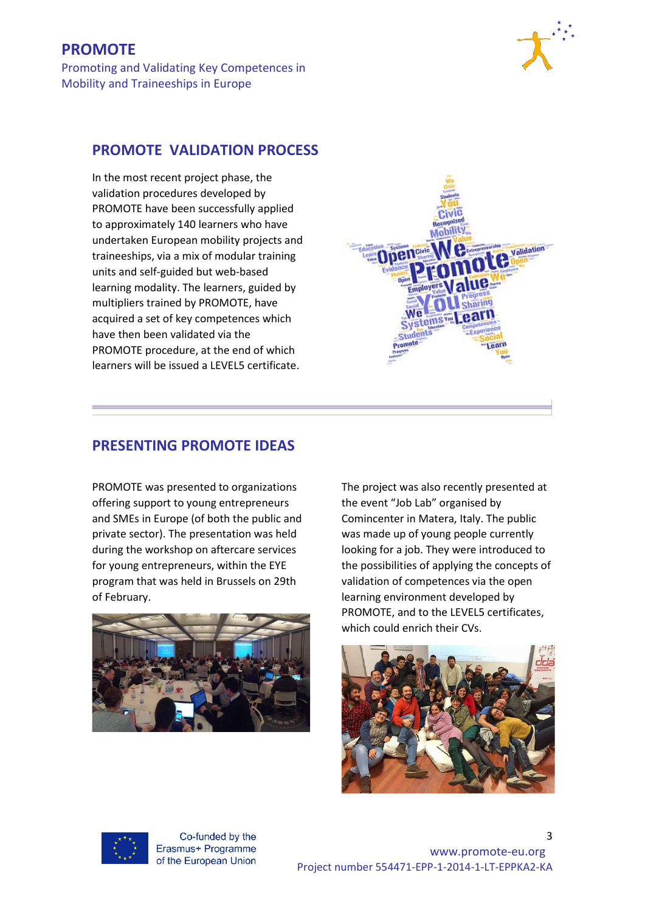## PROMOTE VALIDATION PROCESS

In the most recent project phase, the validation procedures developed by PROMOTE have been successfully applied to approximately 140 learners who have undertaken European mobility projects and traineeships, via a mix of modular training units and self-guided but web-based learning modality. The learners, guided by multipliers trained by PROMOTE, have acquired a set of key competences which have then been validated via the PROMOTE procedure, at the end of which learners will be issued a LEVEL5 certificate.

## PRESENTING PROMOTE IDEAS

PROMOTE was presented to organizations offering support to young entrepreneurs and SMEs in Europe (of both the public and private sector). The presentation was held during the workshop on aftercare services for young entrepreneurs, within the EYE program that was held in Brussels on 29th of February.

The project was also recently presented at the event "Job Lab" organised by Comincenter in Matera, Italy. The public was made up of young people currently looking for a job. They were introduced to the possibilities of applying the concepts of validation of competences via the open learning environment developed by PROMOTE, and to the LEVEL5 certificates, which could enrich their CVs.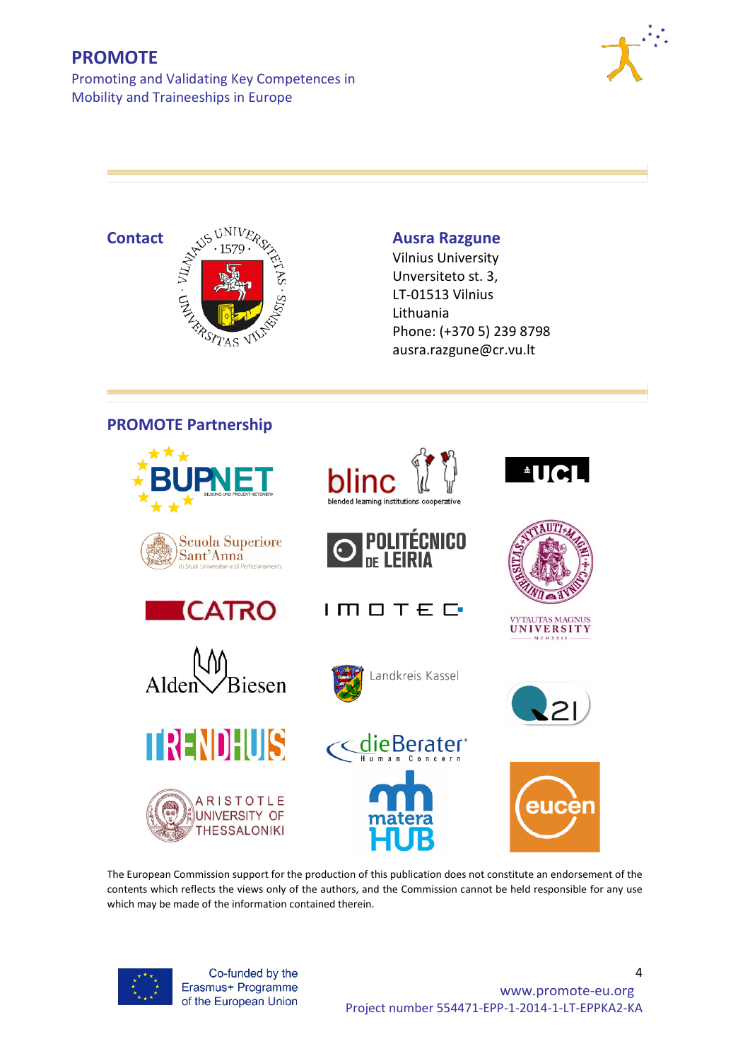## Contact

**Ausra Razgune**
Vilnius University
Unversiteto st. 3,
LT-01513 Vilnius
Lithuania
Phone: (+370 5) 239 8798
ausra.razgune@cr.vu.lt

## PROMOTE Partnership

The European Commission support for the production of this publication does not constitute an endorsement of the contents which reflects the views only of the authors, and the Commission cannot be held responsible for any use which may be made of the information contained therein.

Co-funded by the Erasmus+ Programme of the European Union

www.promote-eu.org
Project number 554471-EPP-1-2014-1-LT-EPPKA2-KA